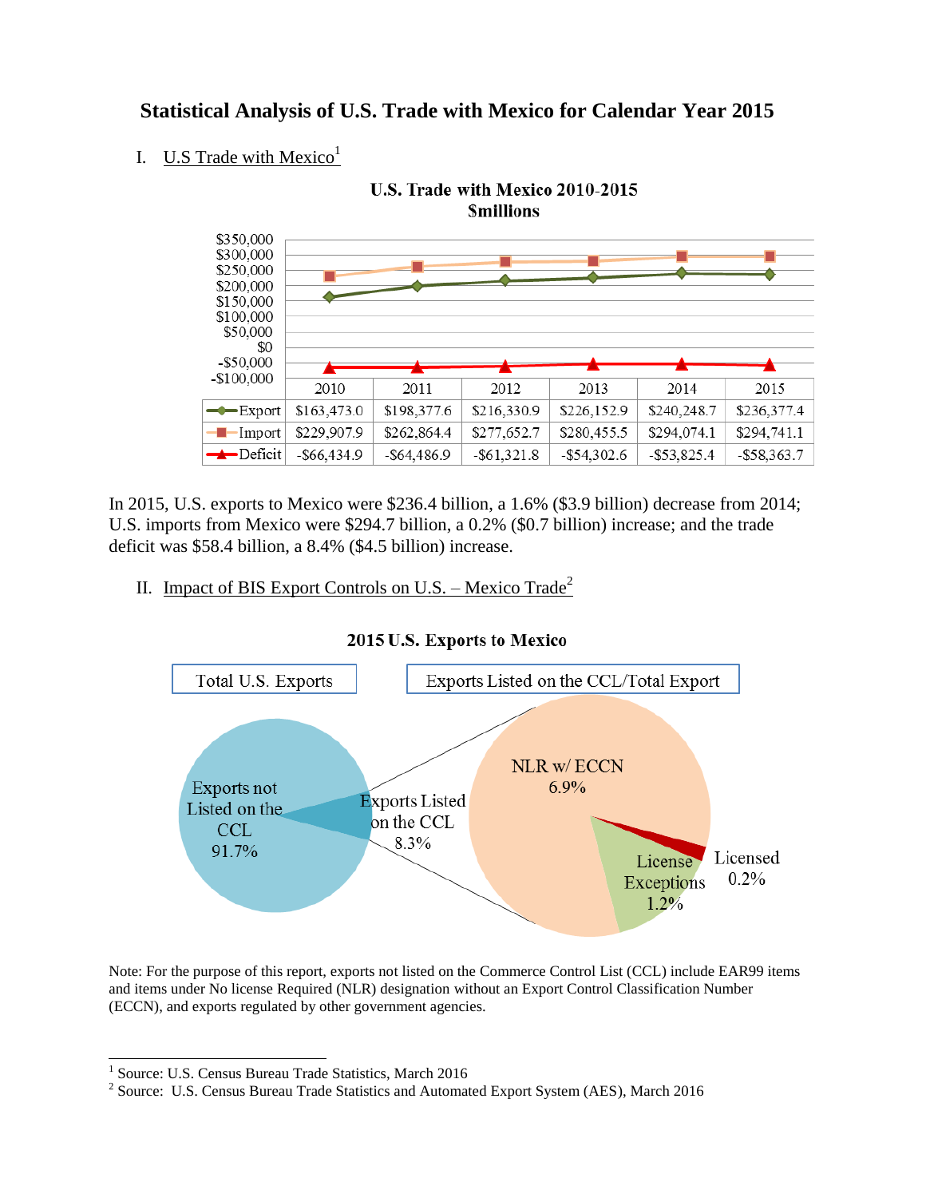# Statistical Analysis of U.S. Trade with Mexico for Calendar Year 2015

## I. U.S Trade with Mexico[1]

**U.S. Trade with Mexico 2010-2015**
**$millions**

| | 2010 | 2011 | 2012 | 2013 | 2014 | 2015 |
|---|---|---|---|---|---|---|
| Export | $163,473.0 | $198,377.6 | $216,330.9 | $226,152.9 | $240,248.7 | $236,377.4 |
| Import | $229,907.9 | $262,864.4 | $277,652.7 | $280,455.5 | $294,074.1 | $294,741.1 |
| Deficit | -$66,434.9 | -$64,486.9 | -$61,321.8 | -$54,302.6 | -$53,825.4 | -$58,363.7 |

In 2015, U.S. exports to Mexico were $236.4 billion, a 1.6% ($3.9 billion) decrease from 2014; U.S. imports from Mexico were $294.7 billion, a 0.2% ($0.7 billion) increase; and the trade deficit was $58.4 billion, a 8.4% ($4.5 billion) increase.

## II. Impact of BIS Export Controls on U.S. – Mexico Trade[2]

**2015 U.S. Exports to Mexico**

Total U.S. Exports:
- Exports not Listed on the CCL: 91.7%
- Exports Listed on the CCL: 8.3%

Exports Listed on the CCL/Total Export:
- NLR w/ ECCN: 6.9%
- License Exceptions: 1.2%
- Licensed: 0.2%

Note: For the purpose of this report, exports not listed on the Commerce Control List (CCL) include EAR99 items and items under No license Required (NLR) designation without an Export Control Classification Number (ECCN), and exports regulated by other government agencies.

---

[1] Source: U.S. Census Bureau Trade Statistics, March 2016

[2] Source: U.S. Census Bureau Trade Statistics and Automated Export System (AES), March 2016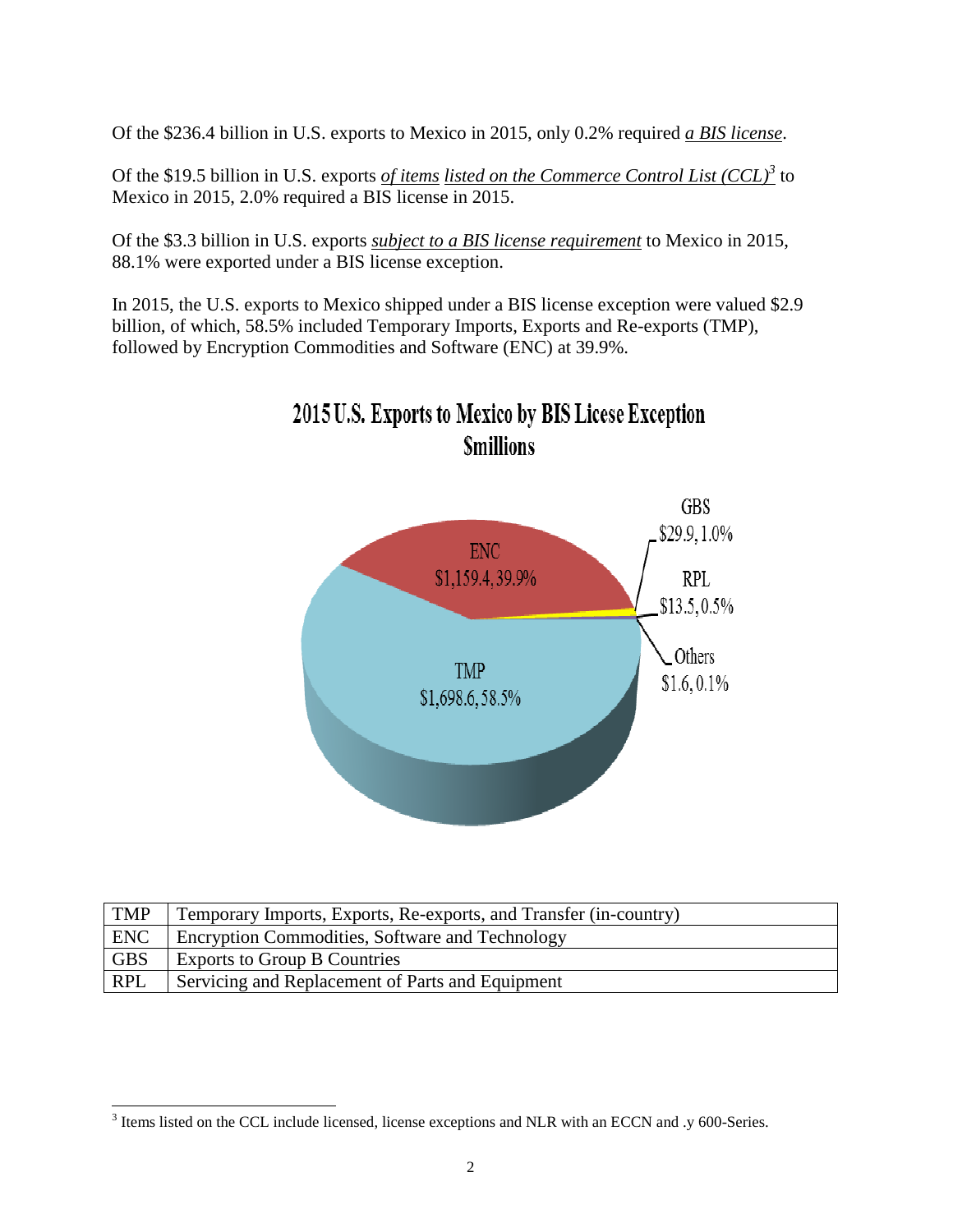Of the $236.4 billion in U.S. exports to Mexico in 2015, only 0.2% required ***a BIS license***.

Of the $19.5 billion in U.S. exports *of items listed on the Commerce Control List (CCL)*[3] to Mexico in 2015, 2.0% required a BIS license in 2015.

Of the $3.3 billion in U.S. exports *subject to a BIS license requirement* to Mexico in 2015, 88.1% were exported under a BIS license exception.

In 2015, the U.S. exports to Mexico shipped under a BIS license exception were valued $2.9 billion, of which, 58.5% included Temporary Imports, Exports and Re-exports (TMP), followed by Encryption Commodities and Software (ENC) at 39.9%.

**2015 U.S. Exports to Mexico by BIS Licese Exception**
**$millions**

TMP $1,698.6, 58.5%
ENC $1,159.4, 39.9%
GBS $29.9, 1.0%
RPL $13.5, 0.5%
Others $1.6, 0.1%

| | |
|---|---|
| TMP | Temporary Imports, Exports, Re-exports, and Transfer (in-country) |
| ENC | Encryption Commodities, Software and Technology |
| GBS | Exports to Group B Countries |
| RPL | Servicing and Replacement of Parts and Equipment |

[3] Items listed on the CCL include licensed, license exceptions and NLR with an ECCN and .y 600-Series.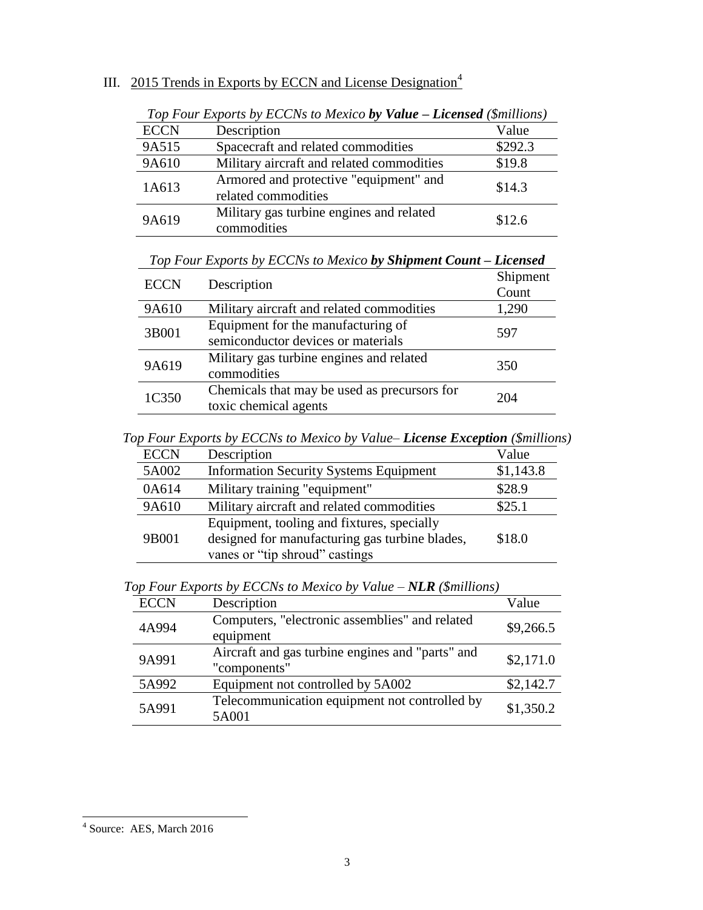## III. 2015 Trends in Exports by ECCN and License Designation[4]

*Top Four Exports by ECCNs to Mexico **by Value – Licensed** ($millions)*

| ECCN | Description | Value |
|---|---|---|
| 9A515 | Spacecraft and related commodities | $292.3 |
| 9A610 | Military aircraft and related commodities | $19.8 |
| 1A613 | Armored and protective "equipment" and related commodities | $14.3 |
| 9A619 | Military gas turbine engines and related commodities | $12.6 |

*Top Four Exports by ECCNs to Mexico **by Shipment Count – Licensed***

| ECCN | Description | Shipment Count |
|---|---|---|
| 9A610 | Military aircraft and related commodities | 1,290 |
| 3B001 | Equipment for the manufacturing of semiconductor devices or materials | 597 |
| 9A619 | Military gas turbine engines and related commodities | 350 |
| 1C350 | Chemicals that may be used as precursors for toxic chemical agents | 204 |

*Top Four Exports by ECCNs to Mexico by Value– **License Exception** ($millions)*

| ECCN | Description | Value |
|---|---|---|
| 5A002 | Information Security Systems Equipment | $1,143.8 |
| 0A614 | Military training "equipment" | $28.9 |
| 9A610 | Military aircraft and related commodities | $25.1 |
| 9B001 | Equipment, tooling and fixtures, specially designed for manufacturing gas turbine blades, vanes or "tip shroud" castings | $18.0 |

*Top Four Exports by ECCNs to Mexico by Value – **NLR** ($millions)*

| ECCN | Description | Value |
|---|---|---|
| 4A994 | Computers, "electronic assemblies" and related equipment | $9,266.5 |
| 9A991 | Aircraft and gas turbine engines and "parts" and "components" | $2,171.0 |
| 5A992 | Equipment not controlled by 5A002 | $2,142.7 |
| 5A991 | Telecommunication equipment not controlled by 5A001 | $1,350.2 |

[4] Source: AES, March 2016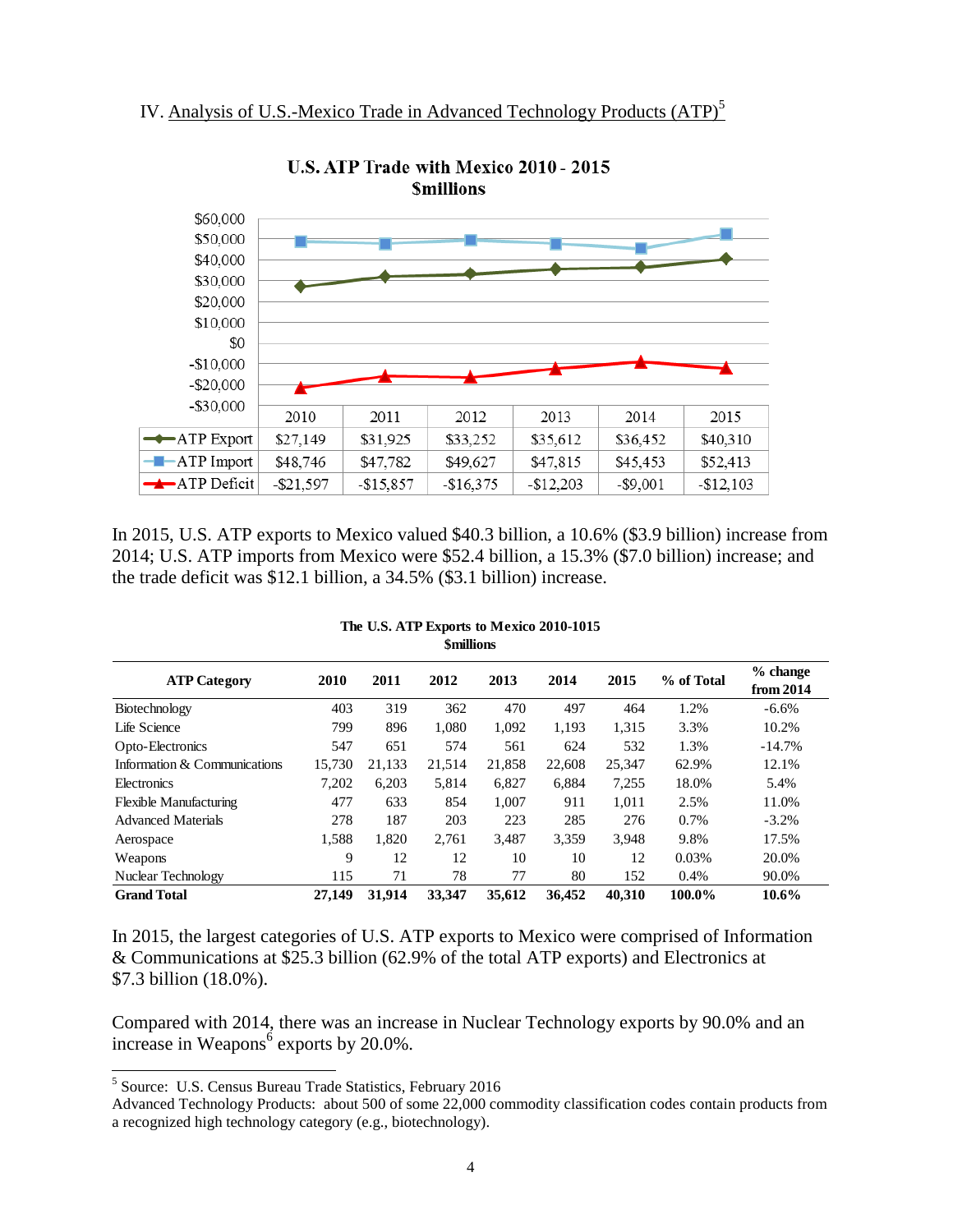IV. Analysis of U.S.-Mexico Trade in Advanced Technology Products (ATP)[5]

**U.S. ATP Trade with Mexico 2010 - 2015**
**$millions**

| | 2010 | 2011 | 2012 | 2013 | 2014 | 2015 |
|---|---|---|---|---|---|---|
| ATP Export | $27,149 | $31,925 | $33,252 | $35,612 | $36,452 | $40,310 |
| ATP Import | $48,746 | $47,782 | $49,627 | $47,815 | $45,453 | $52,413 |
| ATP Deficit | -$21,597 | -$15,857 | -$16,375 | -$12,203 | -$9,001 | -$12,103 |

In 2015, U.S. ATP exports to Mexico valued $40.3 billion, a 10.6% ($3.9 billion) increase from 2014; U.S. ATP imports from Mexico were $52.4 billion, a 15.3% ($7.0 billion) increase; and the trade deficit was $12.1 billion, a 34.5% ($3.1 billion) increase.

**The U.S. ATP Exports to Mexico 2010-1015**
**$millions**

| ATP Category | 2010 | 2011 | 2012 | 2013 | 2014 | 2015 | % of Total | % change from 2014 |
|---|---|---|---|---|---|---|---|---|
| Biotechnology | 403 | 319 | 362 | 470 | 497 | 464 | 1.2% | -6.6% |
| Life Science | 799 | 896 | 1,080 | 1,092 | 1,193 | 1,315 | 3.3% | 10.2% |
| Opto-Electronics | 547 | 651 | 574 | 561 | 624 | 532 | 1.3% | -14.7% |
| Information & Communications | 15,730 | 21,133 | 21,514 | 21,858 | 22,608 | 25,347 | 62.9% | 12.1% |
| Electronics | 7,202 | 6,203 | 5,814 | 6,827 | 6,884 | 7,255 | 18.0% | 5.4% |
| Flexible Manufacturing | 477 | 633 | 854 | 1,007 | 911 | 1,011 | 2.5% | 11.0% |
| Advanced Materials | 278 | 187 | 203 | 223 | 285 | 276 | 0.7% | -3.2% |
| Aerospace | 1,588 | 1,820 | 2,761 | 3,487 | 3,359 | 3,948 | 9.8% | 17.5% |
| Weapons | 9 | 12 | 12 | 10 | 10 | 12 | 0.03% | 20.0% |
| Nuclear Technology | 115 | 71 | 78 | 77 | 80 | 152 | 0.4% | 90.0% |
| **Grand Total** | **27,149** | **31,914** | **33,347** | **35,612** | **36,452** | **40,310** | **100.0%** | **10.6%** |

In 2015, the largest categories of U.S. ATP exports to Mexico were comprised of Information & Communications at $25.3 billion (62.9% of the total ATP exports) and Electronics at $7.3 billion (18.0%).

Compared with 2014, there was an increase in Nuclear Technology exports by 90.0% and an increase in Weapons[6] exports by 20.0%.

---

[5] Source: U.S. Census Bureau Trade Statistics, February 2016
Advanced Technology Products: about 500 of some 22,000 commodity classification codes contain products from a recognized high technology category (e.g., biotechnology).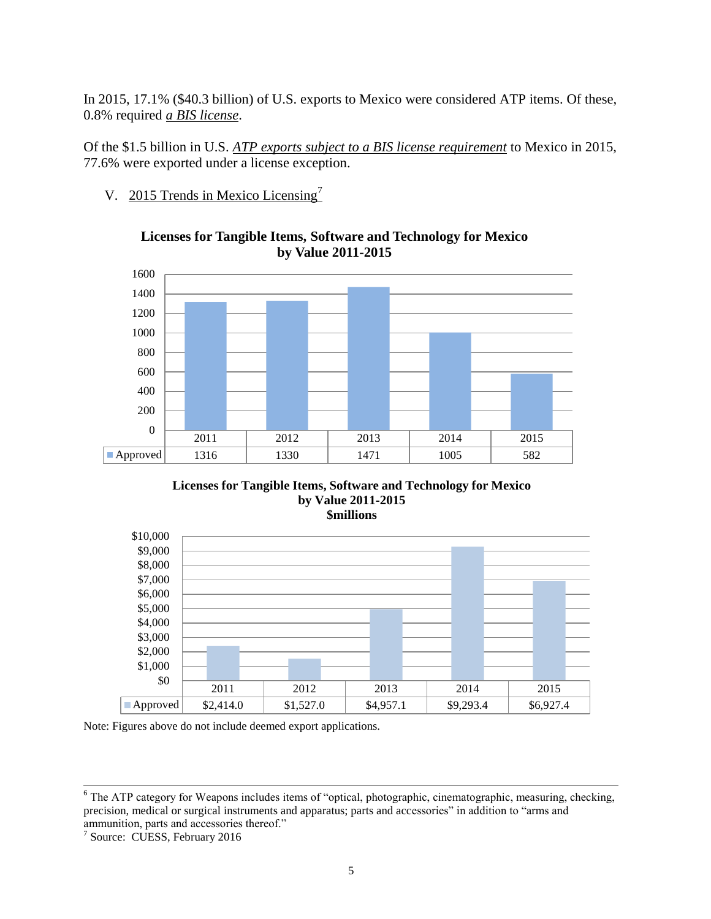In 2015, 17.1% ($40.3 billion) of U.S. exports to Mexico were considered ATP items. Of these, 0.8% required *a BIS license*.

Of the $1.5 billion in U.S. *ATP exports subject to a BIS license requirement* to Mexico in 2015, 77.6% were exported under a license exception.

V. 2015 Trends in Mexico Licensing[7]

**Licenses for Tangible Items, Software and Technology for Mexico by Value 2011-2015**

| | 2011 | 2012 | 2013 | 2014 | 2015 |
|---|---|---|---|---|---|
| Approved | 1316 | 1330 | 1471 | 1005 | 582 |

**Licenses for Tangible Items, Software and Technology for Mexico by Value 2011-2015 $millions**

| | 2011 | 2012 | 2013 | 2014 | 2015 |
|---|---|---|---|---|---|
| Approved | $2,414.0 | $1,527.0 | $4,957.1 | $9,293.4 | $6,927.4 |

Note: Figures above do not include deemed export applications.

---

[6] The ATP category for Weapons includes items of "optical, photographic, cinematographic, measuring, checking, precision, medical or surgical instruments and apparatus; parts and accessories" in addition to "arms and ammunition, parts and accessories thereof."

[7] Source: CUESS, February 2016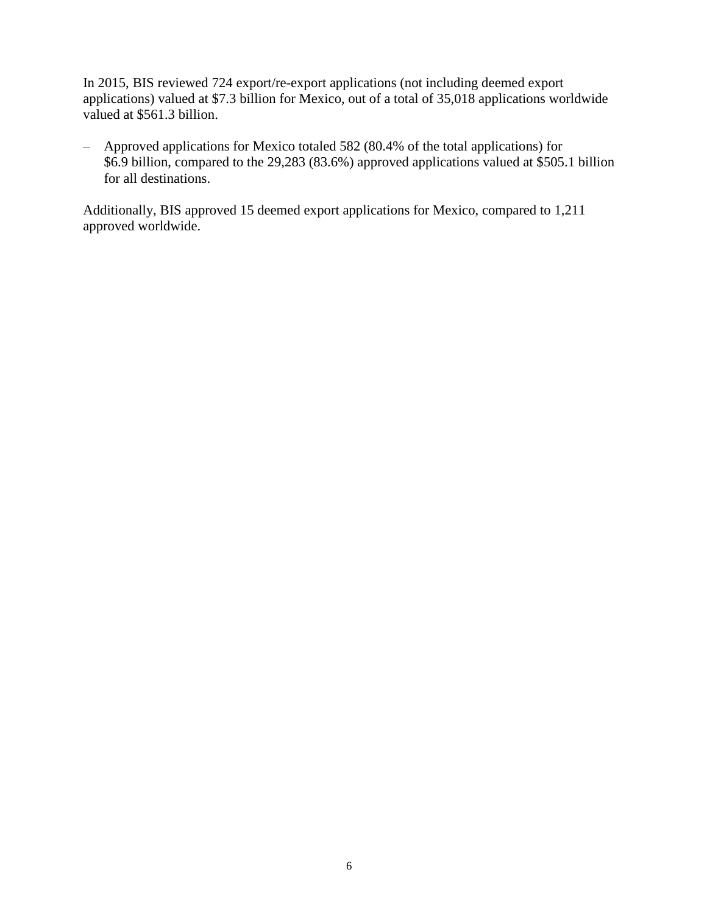In 2015, BIS reviewed 724 export/re-export applications (not including deemed export applications) valued at $7.3 billion for Mexico, out of a total of 35,018 applications worldwide valued at $561.3 billion.

– Approved applications for Mexico totaled 582 (80.4% of the total applications) for $6.9 billion, compared to the 29,283 (83.6%) approved applications valued at $505.1 billion for all destinations.

Additionally, BIS approved 15 deemed export applications for Mexico, compared to 1,211 approved worldwide.